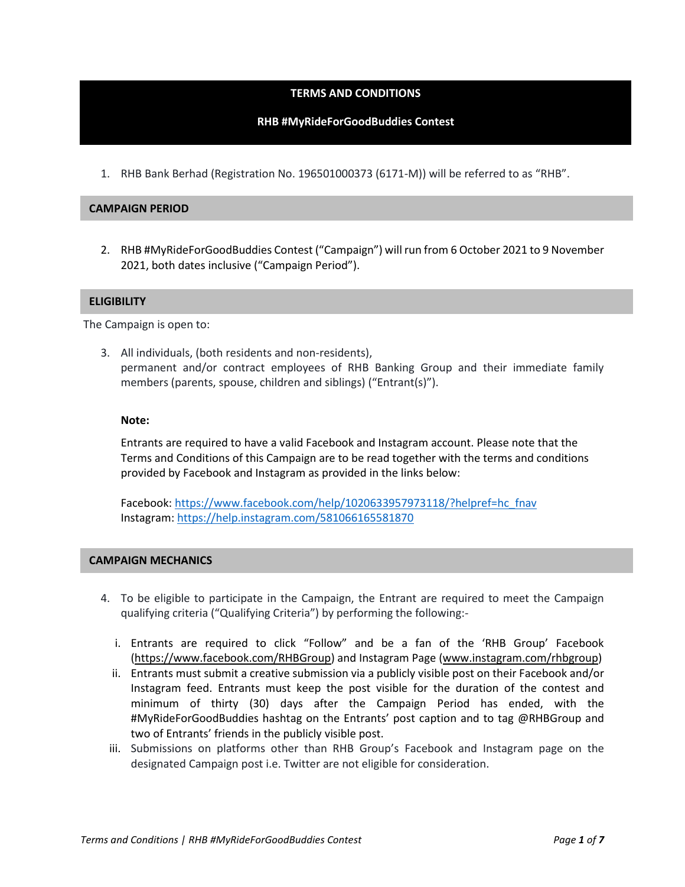# TERMS AND CONDITIONS

## RHB #MyRideForGoodBuddies Contest

1. RHB Bank Berhad (Registration No. 196501000373 (6171-M)) will be referred to as "RHB".

## CAMPAIGN PERIOD

2. RHB #MyRideForGoodBuddies Contest ("Campaign") will run from 6 October 2021 to 9 November 2021, both dates inclusive ("Campaign Period").

## ELIGIBILITY

The Campaign is open to:

3. All individuals, (both residents and non-residents), permanent and/or contract employees of RHB Banking Group and their immediate family members (parents, spouse, children and siblings) ("Entrant(s)").

   **Note:**

   Entrants are required to have a valid Facebook and Instagram account. Please note that the Terms and Conditions of this Campaign are to be read together with the terms and conditions provided by Facebook and Instagram as provided in the links below:

   Facebook: https://www.facebook.com/help/1020633957973118/?helpref=hc_fnav
   Instagram: https://help.instagram.com/581066165581870

## CAMPAIGN MECHANICS

4. To be eligible to participate in the Campaign, the Entrant are required to meet the Campaign qualifying criteria ("Qualifying Criteria") by performing the following:-

   i. Entrants are required to click "Follow" and be a fan of the 'RHB Group' Facebook (https://www.facebook.com/RHBGroup) and Instagram Page (www.instagram.com/rhbgroup)

   ii. Entrants must submit a creative submission via a publicly visible post on their Facebook and/or Instagram feed. Entrants must keep the post visible for the duration of the contest and minimum of thirty (30) days after the Campaign Period has ended, with the #MyRideForGoodBuddies hashtag on the Entrants' post caption and to tag @RHBGroup and two of Entrants' friends in the publicly visible post.

   iii. Submissions on platforms other than RHB Group's Facebook and Instagram page on the designated Campaign post i.e. Twitter are not eligible for consideration.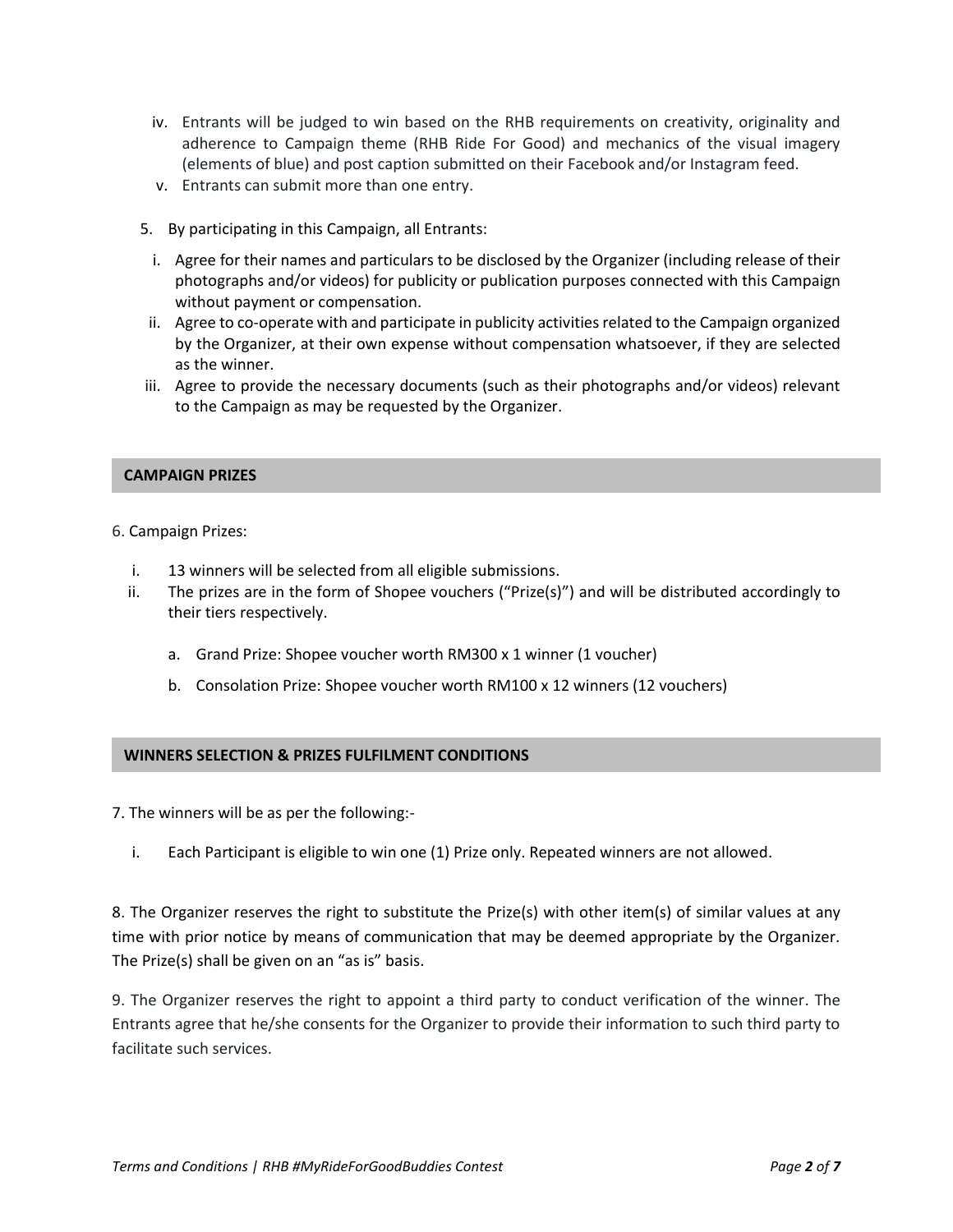iv. Entrants will be judged to win based on the RHB requirements on creativity, originality and adherence to Campaign theme (RHB Ride For Good) and mechanics of the visual imagery (elements of blue) and post caption submitted on their Facebook and/or Instagram feed.

v. Entrants can submit more than one entry.

5. By participating in this Campaign, all Entrants:

   i. Agree for their names and particulars to be disclosed by the Organizer (including release of their photographs and/or videos) for publicity or publication purposes connected with this Campaign without payment or compensation.

   ii. Agree to co-operate with and participate in publicity activities related to the Campaign organized by the Organizer, at their own expense without compensation whatsoever, if they are selected as the winner.

   iii. Agree to provide the necessary documents (such as their photographs and/or videos) relevant to the Campaign as may be requested by the Organizer.

## CAMPAIGN PRIZES

6. Campaign Prizes:

   i. 13 winners will be selected from all eligible submissions.

   ii. The prizes are in the form of Shopee vouchers ("Prize(s)") and will be distributed accordingly to their tiers respectively.

      a. Grand Prize: Shopee voucher worth RM300 x 1 winner (1 voucher)

      b. Consolation Prize: Shopee voucher worth RM100 x 12 winners (12 vouchers)

## WINNERS SELECTION & PRIZES FULFILMENT CONDITIONS

7. The winners will be as per the following:-

   i. Each Participant is eligible to win one (1) Prize only. Repeated winners are not allowed.

8. The Organizer reserves the right to substitute the Prize(s) with other item(s) of similar values at any time with prior notice by means of communication that may be deemed appropriate by the Organizer. The Prize(s) shall be given on an "as is" basis.

9. The Organizer reserves the right to appoint a third party to conduct verification of the winner. The Entrants agree that he/she consents for the Organizer to provide their information to such third party to facilitate such services.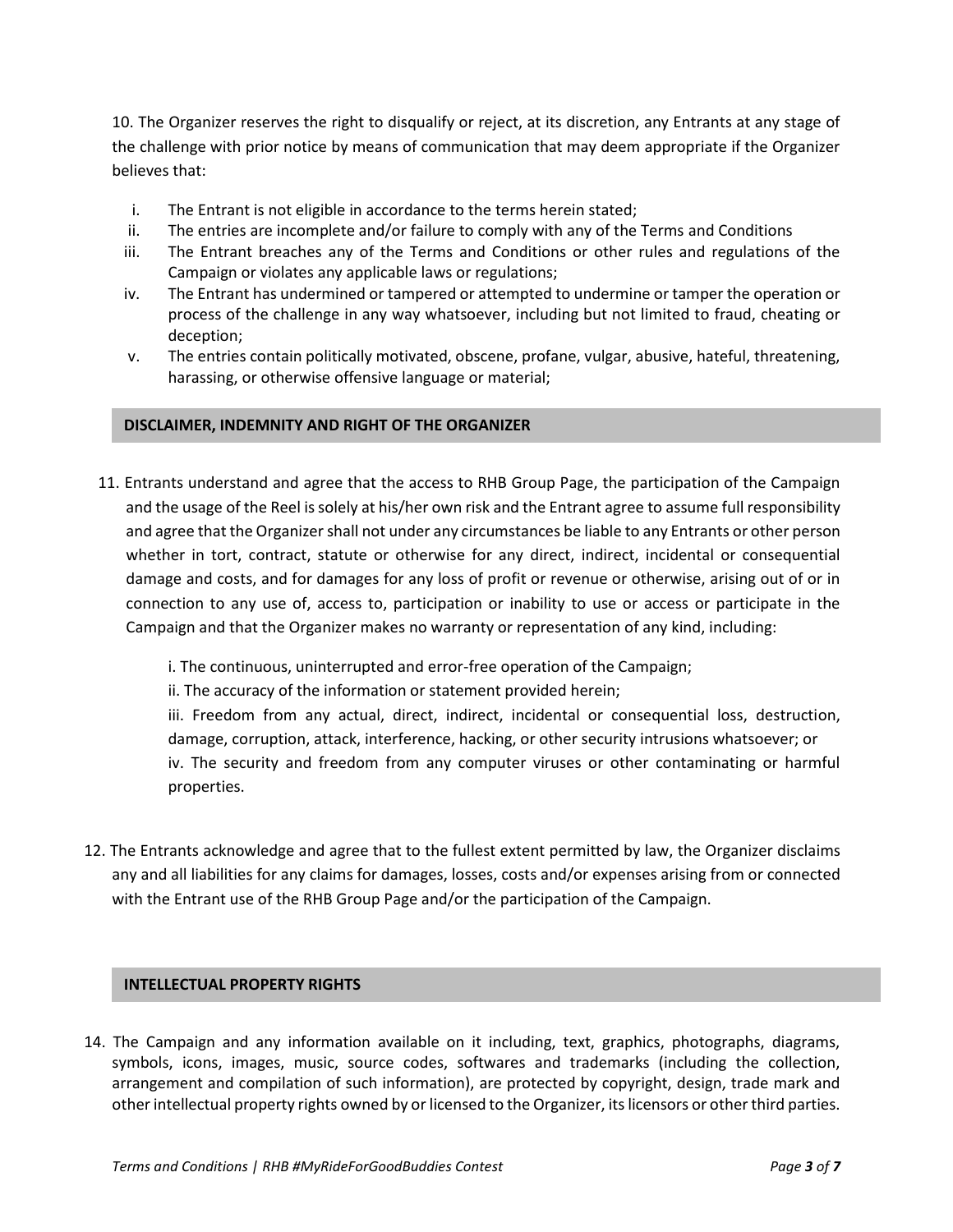10. The Organizer reserves the right to disqualify or reject, at its discretion, any Entrants at any stage of the challenge with prior notice by means of communication that may deem appropriate if the Organizer believes that:

i. The Entrant is not eligible in accordance to the terms herein stated;
ii. The entries are incomplete and/or failure to comply with any of the Terms and Conditions
iii. The Entrant breaches any of the Terms and Conditions or other rules and regulations of the Campaign or violates any applicable laws or regulations;
iv. The Entrant has undermined or tampered or attempted to undermine or tamper the operation or process of the challenge in any way whatsoever, including but not limited to fraud, cheating or deception;
v. The entries contain politically motivated, obscene, profane, vulgar, abusive, hateful, threatening, harassing, or otherwise offensive language or material;

## DISCLAIMER, INDEMNITY AND RIGHT OF THE ORGANIZER

11. Entrants understand and agree that the access to RHB Group Page, the participation of the Campaign and the usage of the Reel is solely at his/her own risk and the Entrant agree to assume full responsibility and agree that the Organizer shall not under any circumstances be liable to any Entrants or other person whether in tort, contract, statute or otherwise for any direct, indirect, incidental or consequential damage and costs, and for damages for any loss of profit or revenue or otherwise, arising out of or in connection to any use of, access to, participation or inability to use or access or participate in the Campaign and that the Organizer makes no warranty or representation of any kind, including:

    i. The continuous, uninterrupted and error-free operation of the Campaign;
    ii. The accuracy of the information or statement provided herein;
    iii. Freedom from any actual, direct, indirect, incidental or consequential loss, destruction, damage, corruption, attack, interference, hacking, or other security intrusions whatsoever; or
    iv. The security and freedom from any computer viruses or other contaminating or harmful properties.

12. The Entrants acknowledge and agree that to the fullest extent permitted by law, the Organizer disclaims any and all liabilities for any claims for damages, losses, costs and/or expenses arising from or connected with the Entrant use of the RHB Group Page and/or the participation of the Campaign.

## INTELLECTUAL PROPERTY RIGHTS

14. The Campaign and any information available on it including, text, graphics, photographs, diagrams, symbols, icons, images, music, source codes, softwares and trademarks (including the collection, arrangement and compilation of such information), are protected by copyright, design, trade mark and other intellectual property rights owned by or licensed to the Organizer, its licensors or other third parties.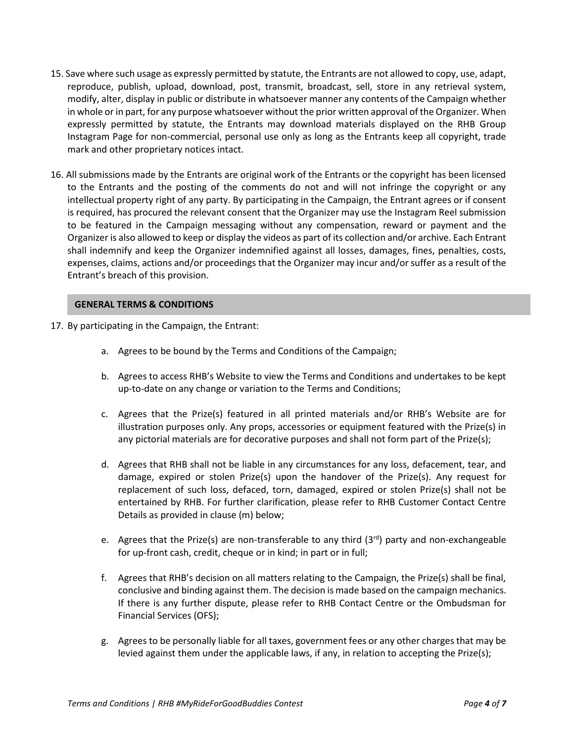15. Save where such usage as expressly permitted by statute, the Entrants are not allowed to copy, use, adapt, reproduce, publish, upload, download, post, transmit, broadcast, sell, store in any retrieval system, modify, alter, display in public or distribute in whatsoever manner any contents of the Campaign whether in whole or in part, for any purpose whatsoever without the prior written approval of the Organizer. When expressly permitted by statute, the Entrants may download materials displayed on the RHB Group Instagram Page for non-commercial, personal use only as long as the Entrants keep all copyright, trade mark and other proprietary notices intact.

16. All submissions made by the Entrants are original work of the Entrants or the copyright has been licensed to the Entrants and the posting of the comments do not and will not infringe the copyright or any intellectual property right of any party. By participating in the Campaign, the Entrant agrees or if consent is required, has procured the relevant consent that the Organizer may use the Instagram Reel submission to be featured in the Campaign messaging without any compensation, reward or payment and the Organizer is also allowed to keep or display the videos as part of its collection and/or archive. Each Entrant shall indemnify and keep the Organizer indemnified against all losses, damages, fines, penalties, costs, expenses, claims, actions and/or proceedings that the Organizer may incur and/or suffer as a result of the Entrant's breach of this provision.

## GENERAL TERMS & CONDITIONS

17. By participating in the Campaign, the Entrant:

    a. Agrees to be bound by the Terms and Conditions of the Campaign;

    b. Agrees to access RHB's Website to view the Terms and Conditions and undertakes to be kept up-to-date on any change or variation to the Terms and Conditions;

    c. Agrees that the Prize(s) featured in all printed materials and/or RHB's Website are for illustration purposes only. Any props, accessories or equipment featured with the Prize(s) in any pictorial materials are for decorative purposes and shall not form part of the Prize(s);

    d. Agrees that RHB shall not be liable in any circumstances for any loss, defacement, tear, and damage, expired or stolen Prize(s) upon the handover of the Prize(s). Any request for replacement of such loss, defaced, torn, damaged, expired or stolen Prize(s) shall not be entertained by RHB. For further clarification, please refer to RHB Customer Contact Centre Details as provided in clause (m) below;

    e. Agrees that the Prize(s) are non-transferable to any third (3rd) party and non-exchangeable for up-front cash, credit, cheque or in kind; in part or in full;

    f. Agrees that RHB's decision on all matters relating to the Campaign, the Prize(s) shall be final, conclusive and binding against them. The decision is made based on the campaign mechanics. If there is any further dispute, please refer to RHB Contact Centre or the Ombudsman for Financial Services (OFS);

    g. Agrees to be personally liable for all taxes, government fees or any other charges that may be levied against them under the applicable laws, if any, in relation to accepting the Prize(s);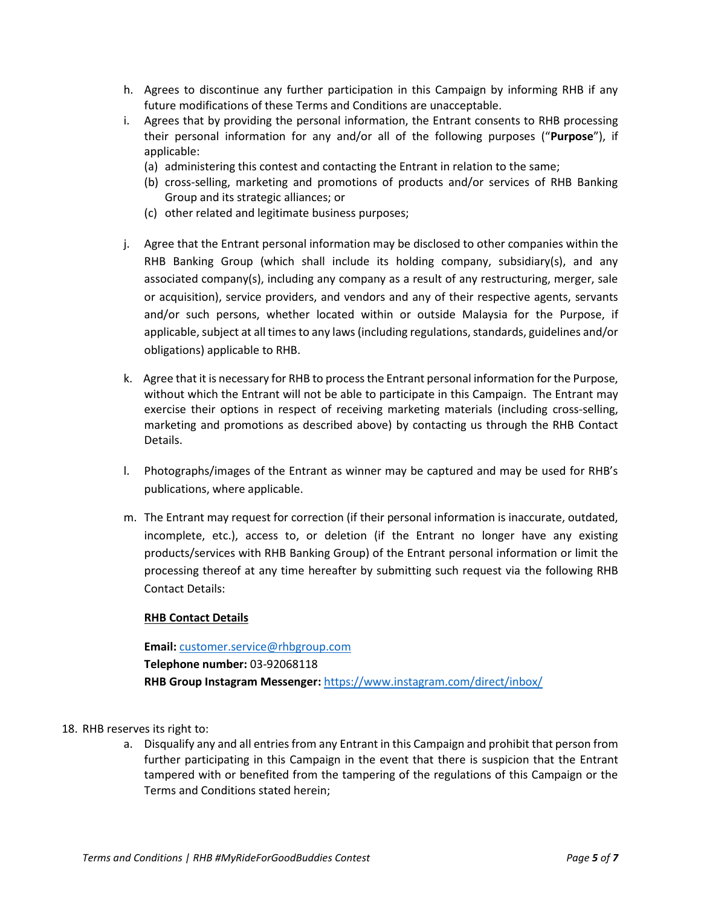h. Agrees to discontinue any further participation in this Campaign by informing RHB if any future modifications of these Terms and Conditions are unacceptable.

i. Agrees that by providing the personal information, the Entrant consents to RHB processing their personal information for any and/or all of the following purposes ("**Purpose**"), if applicable:
   (a) administering this contest and contacting the Entrant in relation to the same;
   (b) cross-selling, marketing and promotions of products and/or services of RHB Banking Group and its strategic alliances; or
   (c) other related and legitimate business purposes;

j. Agree that the Entrant personal information may be disclosed to other companies within the RHB Banking Group (which shall include its holding company, subsidiary(s), and any associated company(s), including any company as a result of any restructuring, merger, sale or acquisition), service providers, and vendors and any of their respective agents, servants and/or such persons, whether located within or outside Malaysia for the Purpose, if applicable, subject at all times to any laws (including regulations, standards, guidelines and/or obligations) applicable to RHB.

k. Agree that it is necessary for RHB to process the Entrant personal information for the Purpose, without which the Entrant will not be able to participate in this Campaign. The Entrant may exercise their options in respect of receiving marketing materials (including cross-selling, marketing and promotions as described above) by contacting us through the RHB Contact Details.

l. Photographs/images of the Entrant as winner may be captured and may be used for RHB's publications, where applicable.

m. The Entrant may request for correction (if their personal information is inaccurate, outdated, incomplete, etc.), access to, or deletion (if the Entrant no longer have any existing products/services with RHB Banking Group) of the Entrant personal information or limit the processing thereof at any time hereafter by submitting such request via the following RHB Contact Details:

   **RHB Contact Details**

   **Email:** customer.service@rhbgroup.com
   **Telephone number:** 03-92068118
   **RHB Group Instagram Messenger:** https://www.instagram.com/direct/inbox/

18. RHB reserves its right to:
    a. Disqualify any and all entries from any Entrant in this Campaign and prohibit that person from further participating in this Campaign in the event that there is suspicion that the Entrant tampered with or benefited from the tampering of the regulations of this Campaign or the Terms and Conditions stated herein;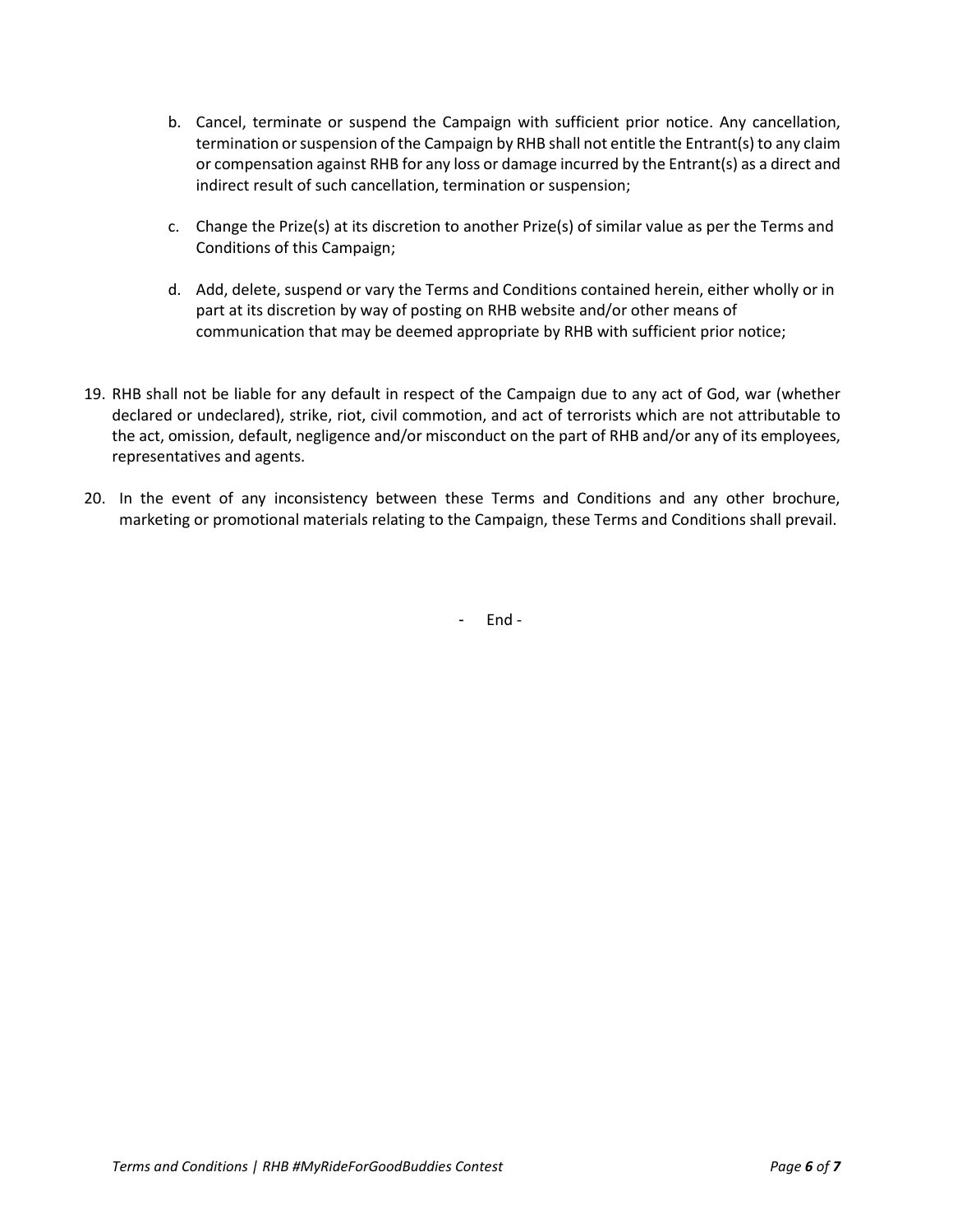b. Cancel, terminate or suspend the Campaign with sufficient prior notice. Any cancellation, termination or suspension of the Campaign by RHB shall not entitle the Entrant(s) to any claim or compensation against RHB for any loss or damage incurred by the Entrant(s) as a direct and indirect result of such cancellation, termination or suspension;

c. Change the Prize(s) at its discretion to another Prize(s) of similar value as per the Terms and Conditions of this Campaign;

d. Add, delete, suspend or vary the Terms and Conditions contained herein, either wholly or in part at its discretion by way of posting on RHB website and/or other means of communication that may be deemed appropriate by RHB with sufficient prior notice;

19. RHB shall not be liable for any default in respect of the Campaign due to any act of God, war (whether declared or undeclared), strike, riot, civil commotion, and act of terrorists which are not attributable to the act, omission, default, negligence and/or misconduct on the part of RHB and/or any of its employees, representatives and agents.

20. In the event of any inconsistency between these Terms and Conditions and any other brochure, marketing or promotional materials relating to the Campaign, these Terms and Conditions shall prevail.

- End -